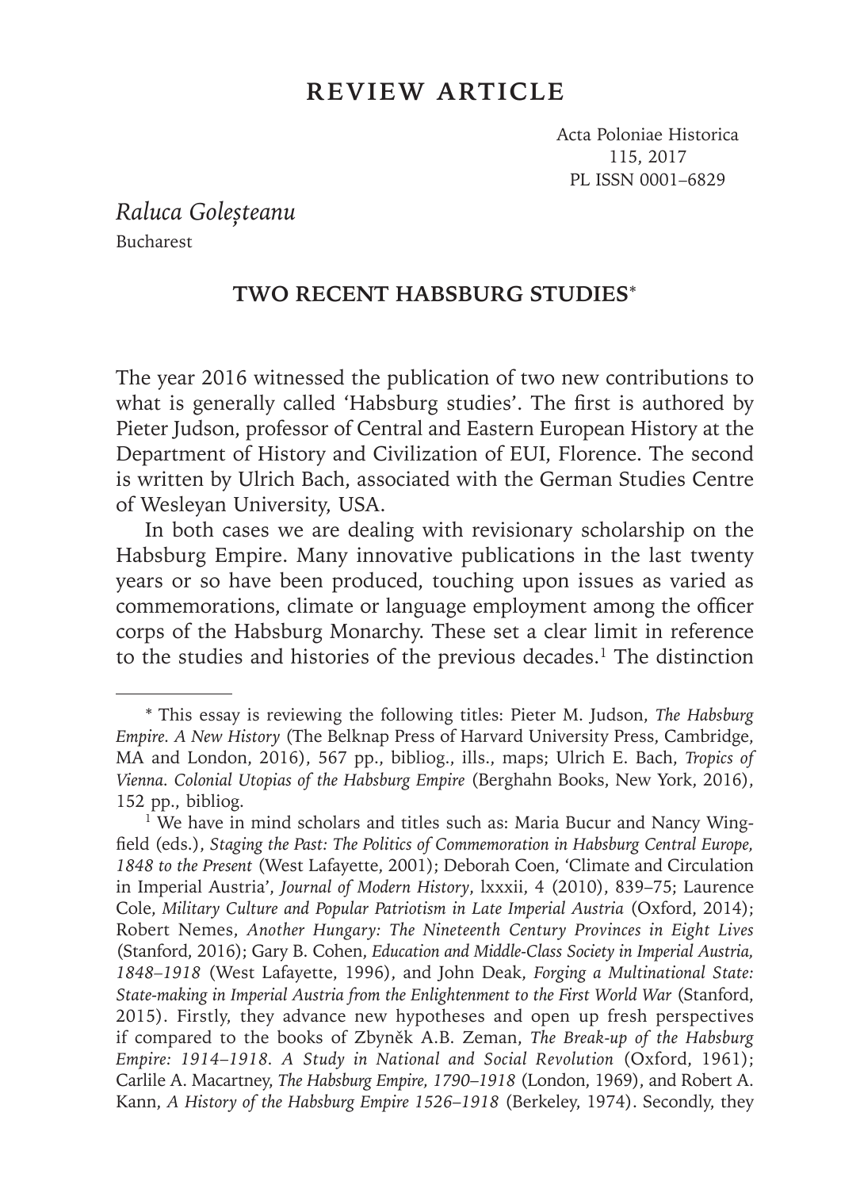# REVIEW ARTICLE

Acta Poloniae Historica
115, 2017
PL ISSN 0001–6829

*Raluca Goleșteanu*
Bucharest

## TWO RECENT HABSBURG STUDIES*

The year 2016 witnessed the publication of two new contributions to what is generally called 'Habsburg studies'. The first is authored by Pieter Judson, professor of Central and Eastern European History at the Department of History and Civilization of EUI, Florence. The second is written by Ulrich Bach, associated with the German Studies Centre of Wesleyan University, USA.

In both cases we are dealing with revisionary scholarship on the Habsburg Empire. Many innovative publications in the last twenty years or so have been produced, touching upon issues as varied as commemorations, climate or language employment among the officer corps of the Habsburg Monarchy. These set a clear limit in reference to the studies and histories of the previous decades.[1] The distinction

---

\* This essay is reviewing the following titles: Pieter M. Judson, *The Habsburg Empire. A New History* (The Belknap Press of Harvard University Press, Cambridge, MA and London, 2016), 567 pp., bibliog., ills., maps; Ulrich E. Bach, *Tropics of Vienna. Colonial Utopias of the Habsburg Empire* (Berghahn Books, New York, 2016), 152 pp., bibliog.

[1] We have in mind scholars and titles such as: Maria Bucur and Nancy Wingfield (eds.), *Staging the Past: The Politics of Commemoration in Habsburg Central Europe, 1848 to the Present* (West Lafayette, 2001); Deborah Coen, 'Climate and Circulation in Imperial Austria', *Journal of Modern History*, lxxxii, 4 (2010), 839–75; Laurence Cole, *Military Culture and Popular Patriotism in Late Imperial Austria* (Oxford, 2014); Robert Nemes, *Another Hungary: The Nineteenth Century Provinces in Eight Lives* (Stanford, 2016); Gary B. Cohen, *Education and Middle-Class Society in Imperial Austria, 1848–1918* (West Lafayette, 1996), and John Deak, *Forging a Multinational State: State-making in Imperial Austria from the Enlightenment to the First World War* (Stanford, 2015). Firstly, they advance new hypotheses and open up fresh perspectives if compared to the books of Zbyněk A.B. Zeman, *The Break-up of the Habsburg Empire: 1914–1918. A Study in National and Social Revolution* (Oxford, 1961); Carlile A. Macartney, *The Habsburg Empire, 1790–1918* (London, 1969), and Robert A. Kann, *A History of the Habsburg Empire 1526–1918* (Berkeley, 1974). Secondly, they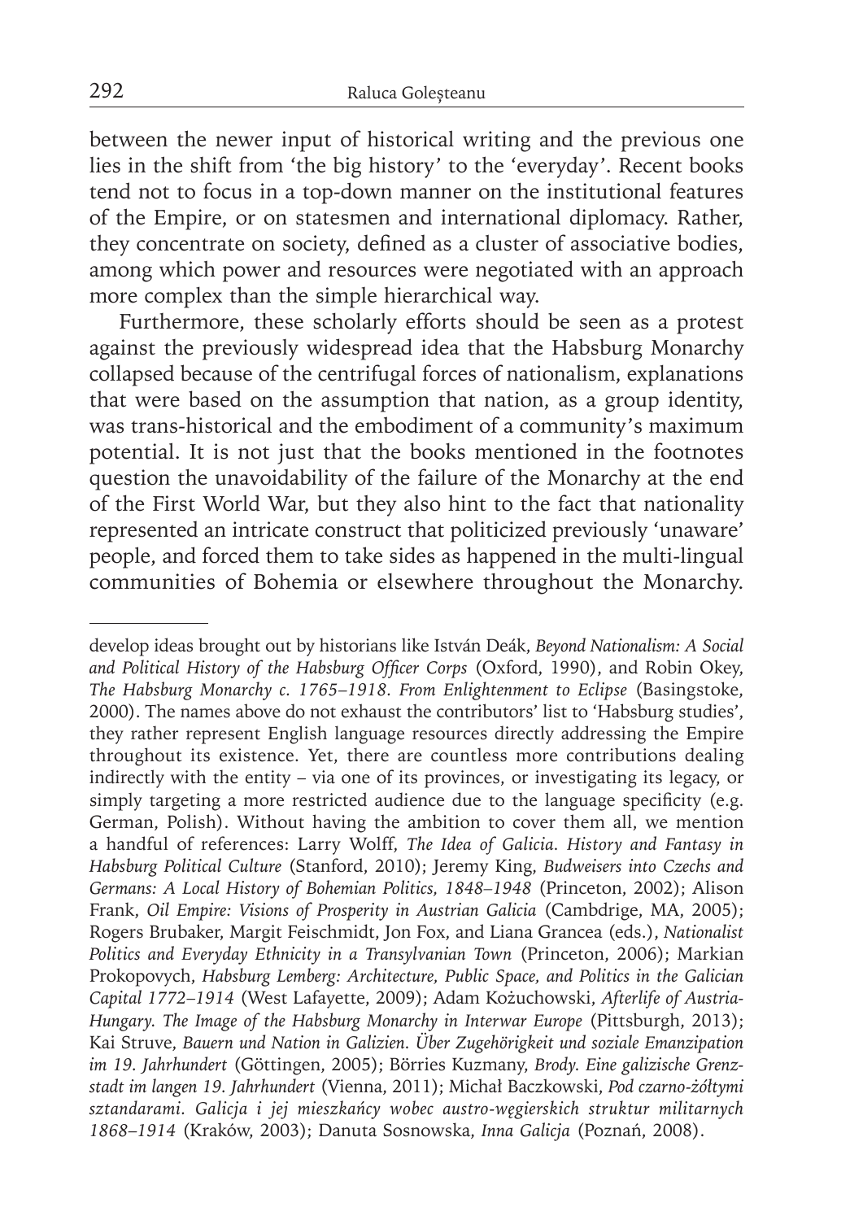between the newer input of historical writing and the previous one lies in the shift from 'the big history' to the 'everyday'. Recent books tend not to focus in a top-down manner on the institutional features of the Empire, or on statesmen and international diplomacy. Rather, they concentrate on society, defined as a cluster of associative bodies, among which power and resources were negotiated with an approach more complex than the simple hierarchical way.

Furthermore, these scholarly efforts should be seen as a protest against the previously widespread idea that the Habsburg Monarchy collapsed because of the centrifugal forces of nationalism, explanations that were based on the assumption that nation, as a group identity, was trans-historical and the embodiment of a community's maximum potential. It is not just that the books mentioned in the footnotes question the unavoidability of the failure of the Monarchy at the end of the First World War, but they also hint to the fact that nationality represented an intricate construct that politicized previously 'unaware' people, and forced them to take sides as happened in the multi-lingual communities of Bohemia or elsewhere throughout the Monarchy.

---

develop ideas brought out by historians like István Deák, *Beyond Nationalism: A Social and Political History of the Habsburg Officer Corps* (Oxford, 1990), and Robin Okey, *The Habsburg Monarchy c. 1765–1918. From Enlightenment to Eclipse* (Basingstoke, 2000). The names above do not exhaust the contributors' list to 'Habsburg studies', they rather represent English language resources directly addressing the Empire throughout its existence. Yet, there are countless more contributions dealing indirectly with the entity – via one of its provinces, or investigating its legacy, or simply targeting a more restricted audience due to the language specificity (e.g. German, Polish). Without having the ambition to cover them all, we mention a handful of references: Larry Wolff, *The Idea of Galicia. History and Fantasy in Habsburg Political Culture* (Stanford, 2010); Jeremy King, *Budweisers into Czechs and Germans: A Local History of Bohemian Politics, 1848–1948* (Princeton, 2002); Alison Frank, *Oil Empire: Visions of Prosperity in Austrian Galicia* (Cambdrige, MA, 2005); Rogers Brubaker, Margit Feischmidt, Jon Fox, and Liana Grancea (eds.), *Nationalist Politics and Everyday Ethnicity in a Transylvanian Town* (Princeton, 2006); Markian Prokopovych, *Habsburg Lemberg: Architecture, Public Space, and Politics in the Galician Capital 1772–1914* (West Lafayette, 2009); Adam Kożuchowski, *Afterlife of Austria-Hungary. The Image of the Habsburg Monarchy in Interwar Europe* (Pittsburgh, 2013); Kai Struve, *Bauern und Nation in Galizien. Über Zugehörigkeit und soziale Emanzipation im 19. Jahrhundert* (Göttingen, 2005); Börries Kuzmany, *Brody. Eine galizische Grenzstadt im langen 19. Jahrhundert* (Vienna, 2011); Michał Baczkowski, *Pod czarno-żółtymi sztandarami. Galicja i jej mieszkańcy wobec austro-węgierskich struktur militarnych 1868–1914* (Kraków, 2003); Danuta Sosnowska, *Inna Galicja* (Poznań, 2008).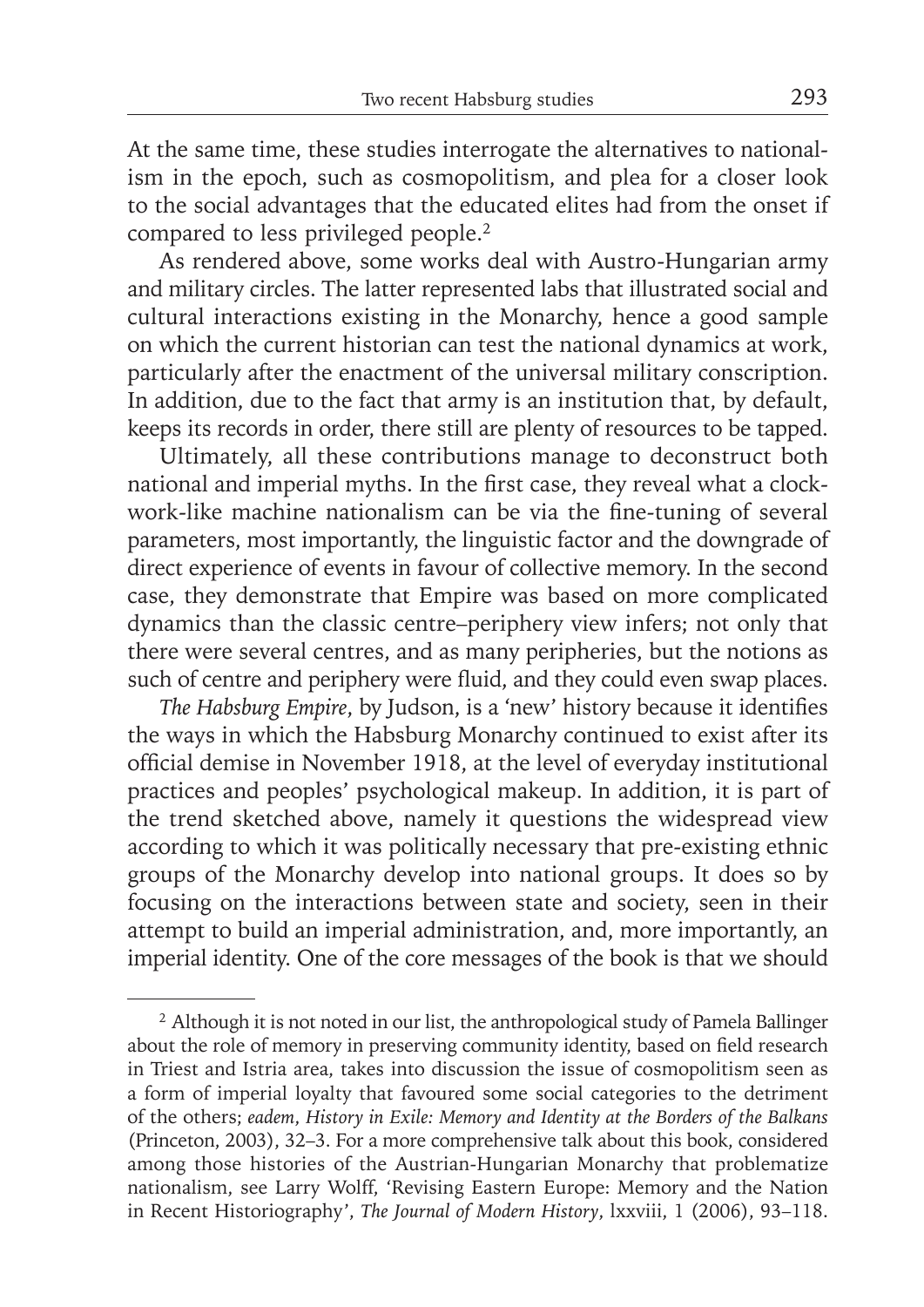At the same time, these studies interrogate the alternatives to nationalism in the epoch, such as cosmopolitism, and plea for a closer look to the social advantages that the educated elites had from the onset if compared to less privileged people.[2]

As rendered above, some works deal with Austro-Hungarian army and military circles. The latter represented labs that illustrated social and cultural interactions existing in the Monarchy, hence a good sample on which the current historian can test the national dynamics at work, particularly after the enactment of the universal military conscription. In addition, due to the fact that army is an institution that, by default, keeps its records in order, there still are plenty of resources to be tapped.

Ultimately, all these contributions manage to deconstruct both national and imperial myths. In the first case, they reveal what a clockwork-like machine nationalism can be via the fine-tuning of several parameters, most importantly, the linguistic factor and the downgrade of direct experience of events in favour of collective memory. In the second case, they demonstrate that Empire was based on more complicated dynamics than the classic centre–periphery view infers; not only that there were several centres, and as many peripheries, but the notions as such of centre and periphery were fluid, and they could even swap places.

*The Habsburg Empire*, by Judson, is a 'new' history because it identifies the ways in which the Habsburg Monarchy continued to exist after its official demise in November 1918, at the level of everyday institutional practices and peoples' psychological makeup. In addition, it is part of the trend sketched above, namely it questions the widespread view according to which it was politically necessary that pre-existing ethnic groups of the Monarchy develop into national groups. It does so by focusing on the interactions between state and society, seen in their attempt to build an imperial administration, and, more importantly, an imperial identity. One of the core messages of the book is that we should

---

[2] Although it is not noted in our list, the anthropological study of Pamela Ballinger about the role of memory in preserving community identity, based on field research in Triest and Istria area, takes into discussion the issue of cosmopolitism seen as a form of imperial loyalty that favoured some social categories to the detriment of the others; *eadem*, *History in Exile: Memory and Identity at the Borders of the Balkans* (Princeton, 2003), 32–3. For a more comprehensive talk about this book, considered among those histories of the Austrian-Hungarian Monarchy that problematize nationalism, see Larry Wolff, 'Revising Eastern Europe: Memory and the Nation in Recent Historiography', *The Journal of Modern History*, lxxviii, 1 (2006), 93–118.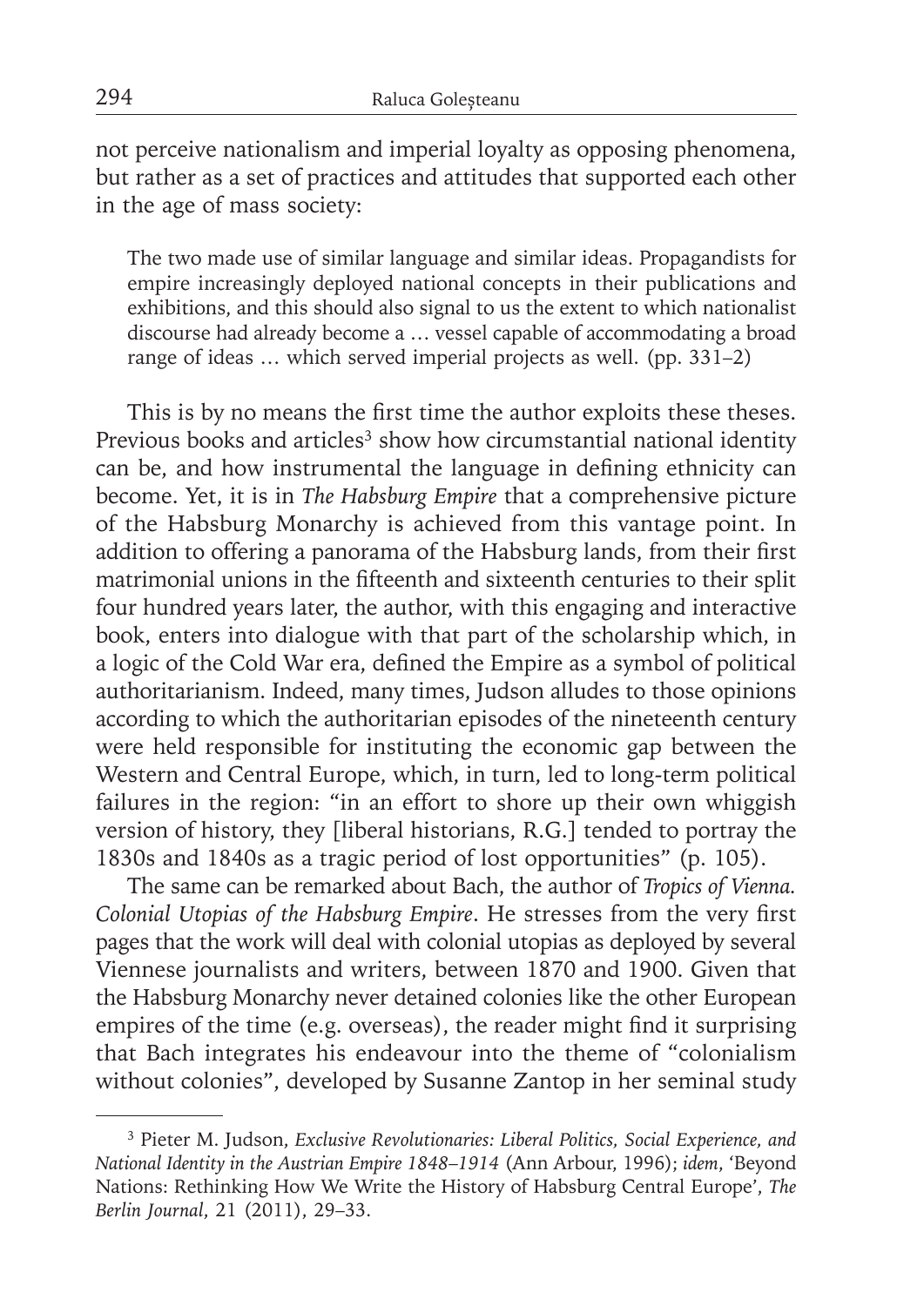not perceive nationalism and imperial loyalty as opposing phenomena, but rather as a set of practices and attitudes that supported each other in the age of mass society:

> The two made use of similar language and similar ideas. Propagandists for empire increasingly deployed national concepts in their publications and exhibitions, and this should also signal to us the extent to which nationalist discourse had already become a … vessel capable of accommodating a broad range of ideas … which served imperial projects as well. (pp. 331–2)

This is by no means the first time the author exploits these theses. Previous books and articles[3] show how circumstantial national identity can be, and how instrumental the language in defining ethnicity can become. Yet, it is in *The Habsburg Empire* that a comprehensive picture of the Habsburg Monarchy is achieved from this vantage point. In addition to offering a panorama of the Habsburg lands, from their first matrimonial unions in the fifteenth and sixteenth centuries to their split four hundred years later, the author, with this engaging and interactive book, enters into dialogue with that part of the scholarship which, in a logic of the Cold War era, defined the Empire as a symbol of political authoritarianism. Indeed, many times, Judson alludes to those opinions according to which the authoritarian episodes of the nineteenth century were held responsible for instituting the economic gap between the Western and Central Europe, which, in turn, led to long-term political failures in the region: "in an effort to shore up their own whiggish version of history, they [liberal historians, R.G.] tended to portray the 1830s and 1840s as a tragic period of lost opportunities" (p. 105).

The same can be remarked about Bach, the author of *Tropics of Vienna. Colonial Utopias of the Habsburg Empire*. He stresses from the very first pages that the work will deal with colonial utopias as deployed by several Viennese journalists and writers, between 1870 and 1900. Given that the Habsburg Monarchy never detained colonies like the other European empires of the time (e.g. overseas), the reader might find it surprising that Bach integrates his endeavour into the theme of "colonialism without colonies", developed by Susanne Zantop in her seminal study

---

[3] Pieter M. Judson, *Exclusive Revolutionaries: Liberal Politics, Social Experience, and National Identity in the Austrian Empire 1848–1914* (Ann Arbour, 1996); *idem*, 'Beyond Nations: Rethinking How We Write the History of Habsburg Central Europe', *The Berlin Journal*, 21 (2011), 29–33.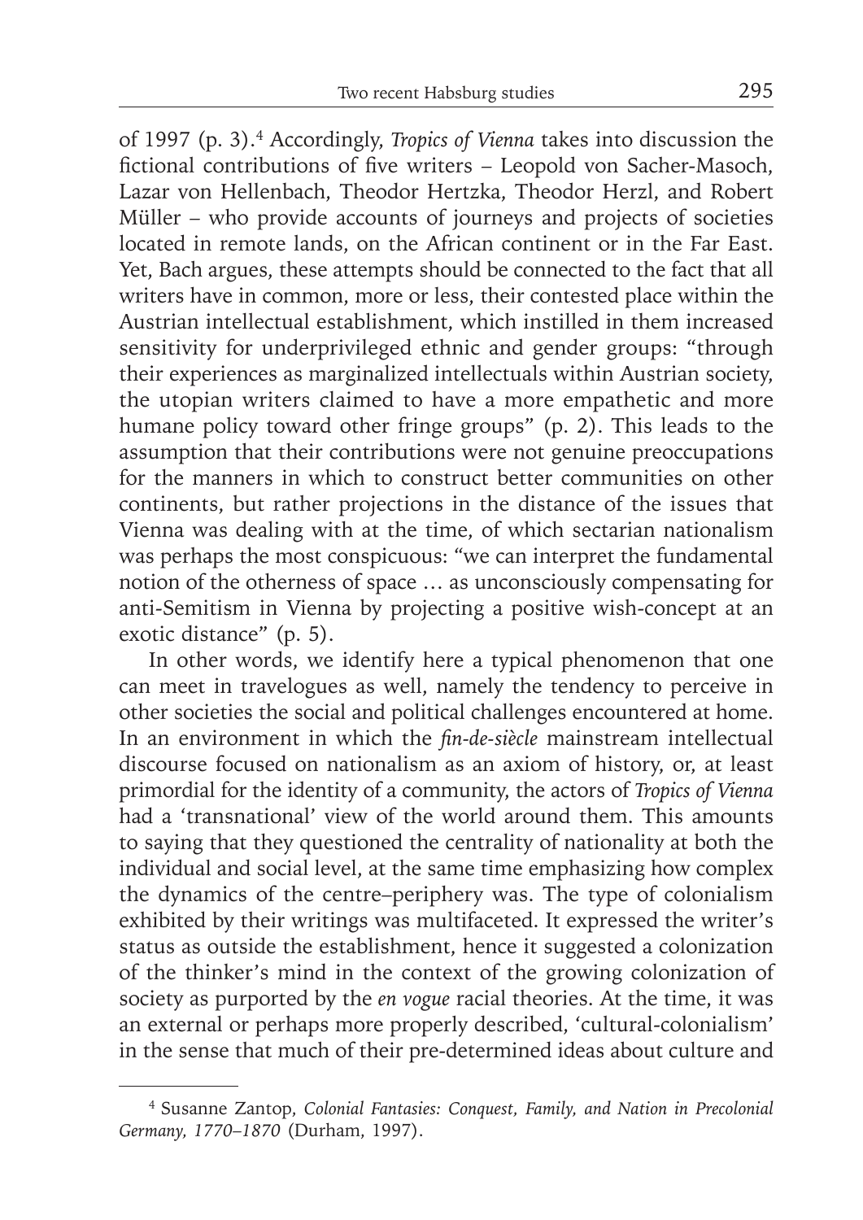of 1997 (p. 3).[4] Accordingly, *Tropics of Vienna* takes into discussion the fictional contributions of five writers – Leopold von Sacher-Masoch, Lazar von Hellenbach, Theodor Hertzka, Theodor Herzl, and Robert Müller – who provide accounts of journeys and projects of societies located in remote lands, on the African continent or in the Far East. Yet, Bach argues, these attempts should be connected to the fact that all writers have in common, more or less, their contested place within the Austrian intellectual establishment, which instilled in them increased sensitivity for underprivileged ethnic and gender groups: "through their experiences as marginalized intellectuals within Austrian society, the utopian writers claimed to have a more empathetic and more humane policy toward other fringe groups" (p. 2). This leads to the assumption that their contributions were not genuine preoccupations for the manners in which to construct better communities on other continents, but rather projections in the distance of the issues that Vienna was dealing with at the time, of which sectarian nationalism was perhaps the most conspicuous: "we can interpret the fundamental notion of the otherness of space … as unconsciously compensating for anti-Semitism in Vienna by projecting a positive wish-concept at an exotic distance" (p. 5).

In other words, we identify here a typical phenomenon that one can meet in travelogues as well, namely the tendency to perceive in other societies the social and political challenges encountered at home. In an environment in which the *fin-de-siècle* mainstream intellectual discourse focused on nationalism as an axiom of history, or, at least primordial for the identity of a community, the actors of *Tropics of Vienna* had a 'transnational' view of the world around them. This amounts to saying that they questioned the centrality of nationality at both the individual and social level, at the same time emphasizing how complex the dynamics of the centre–periphery was. The type of colonialism exhibited by their writings was multifaceted. It expressed the writer's status as outside the establishment, hence it suggested a colonization of the thinker's mind in the context of the growing colonization of society as purported by the *en vogue* racial theories. At the time, it was an external or perhaps more properly described, 'cultural-colonialism' in the sense that much of their pre-determined ideas about culture and

[4] Susanne Zantop, *Colonial Fantasies: Conquest, Family, and Nation in Precolonial Germany, 1770–1870* (Durham, 1997).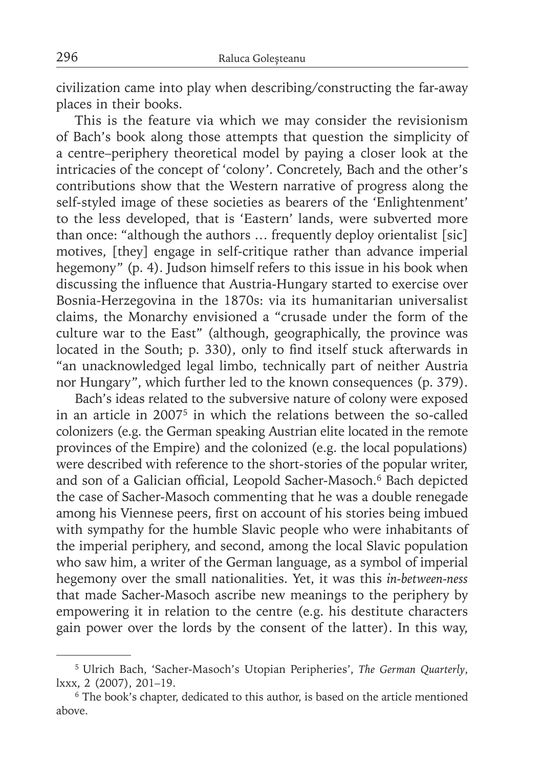civilization came into play when describing/constructing the far-away places in their books.

This is the feature via which we may consider the revisionism of Bach's book along those attempts that question the simplicity of a centre–periphery theoretical model by paying a closer look at the intricacies of the concept of 'colony'. Concretely, Bach and the other's contributions show that the Western narrative of progress along the self-styled image of these societies as bearers of the 'Enlightenment' to the less developed, that is 'Eastern' lands, were subverted more than once: "although the authors … frequently deploy orientalist [sic] motives, [they] engage in self-critique rather than advance imperial hegemony" (p. 4). Judson himself refers to this issue in his book when discussing the influence that Austria-Hungary started to exercise over Bosnia-Herzegovina in the 1870s: via its humanitarian universalist claims, the Monarchy envisioned a "crusade under the form of the culture war to the East" (although, geographically, the province was located in the South; p. 330), only to find itself stuck afterwards in "an unacknowledged legal limbo, technically part of neither Austria nor Hungary", which further led to the known consequences (p. 379).

Bach's ideas related to the subversive nature of colony were exposed in an article in 2007[5] in which the relations between the so-called colonizers (e.g. the German speaking Austrian elite located in the remote provinces of the Empire) and the colonized (e.g. the local populations) were described with reference to the short-stories of the popular writer, and son of a Galician official, Leopold Sacher-Masoch.[6] Bach depicted the case of Sacher-Masoch commenting that he was a double renegade among his Viennese peers, first on account of his stories being imbued with sympathy for the humble Slavic people who were inhabitants of the imperial periphery, and second, among the local Slavic population who saw him, a writer of the German language, as a symbol of imperial hegemony over the small nationalities. Yet, it was this *in-between-ness* that made Sacher-Masoch ascribe new meanings to the periphery by empowering it in relation to the centre (e.g. his destitute characters gain power over the lords by the consent of the latter). In this way,

---

[5] Ulrich Bach, 'Sacher-Masoch's Utopian Peripheries', *The German Quarterly*, lxxx, 2 (2007), 201–19.

[6] The book's chapter, dedicated to this author, is based on the article mentioned above.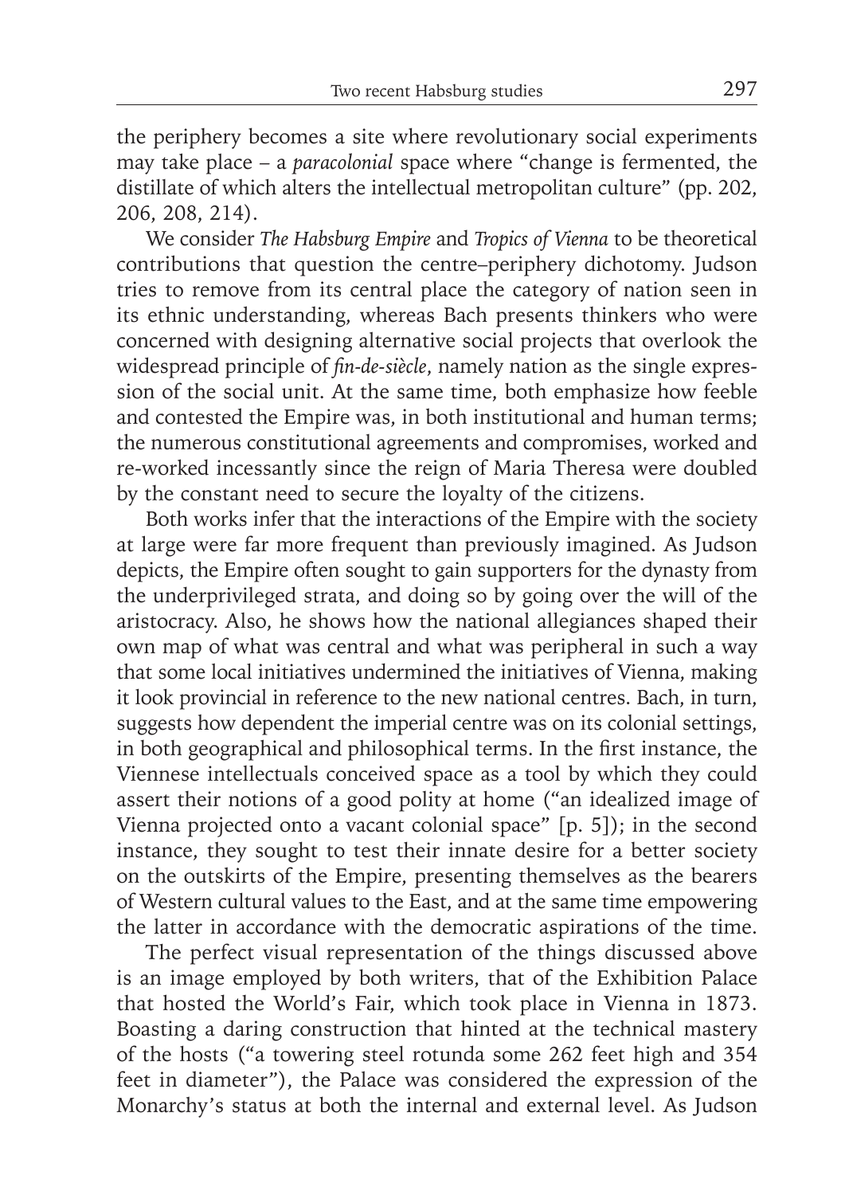the periphery becomes a site where revolutionary social experiments may take place – a *paracolonial* space where "change is fermented, the distillate of which alters the intellectual metropolitan culture" (pp. 202, 206, 208, 214).

We consider *The Habsburg Empire* and *Tropics of Vienna* to be theoretical contributions that question the centre–periphery dichotomy. Judson tries to remove from its central place the category of nation seen in its ethnic understanding, whereas Bach presents thinkers who were concerned with designing alternative social projects that overlook the widespread principle of *fin-de-siècle*, namely nation as the single expression of the social unit. At the same time, both emphasize how feeble and contested the Empire was, in both institutional and human terms; the numerous constitutional agreements and compromises, worked and re-worked incessantly since the reign of Maria Theresa were doubled by the constant need to secure the loyalty of the citizens.

Both works infer that the interactions of the Empire with the society at large were far more frequent than previously imagined. As Judson depicts, the Empire often sought to gain supporters for the dynasty from the underprivileged strata, and doing so by going over the will of the aristocracy. Also, he shows how the national allegiances shaped their own map of what was central and what was peripheral in such a way that some local initiatives undermined the initiatives of Vienna, making it look provincial in reference to the new national centres. Bach, in turn, suggests how dependent the imperial centre was on its colonial settings, in both geographical and philosophical terms. In the first instance, the Viennese intellectuals conceived space as a tool by which they could assert their notions of a good polity at home ("an idealized image of Vienna projected onto a vacant colonial space" [p. 5]); in the second instance, they sought to test their innate desire for a better society on the outskirts of the Empire, presenting themselves as the bearers of Western cultural values to the East, and at the same time empowering the latter in accordance with the democratic aspirations of the time.

The perfect visual representation of the things discussed above is an image employed by both writers, that of the Exhibition Palace that hosted the World's Fair, which took place in Vienna in 1873. Boasting a daring construction that hinted at the technical mastery of the hosts ("a towering steel rotunda some 262 feet high and 354 feet in diameter"), the Palace was considered the expression of the Monarchy's status at both the internal and external level. As Judson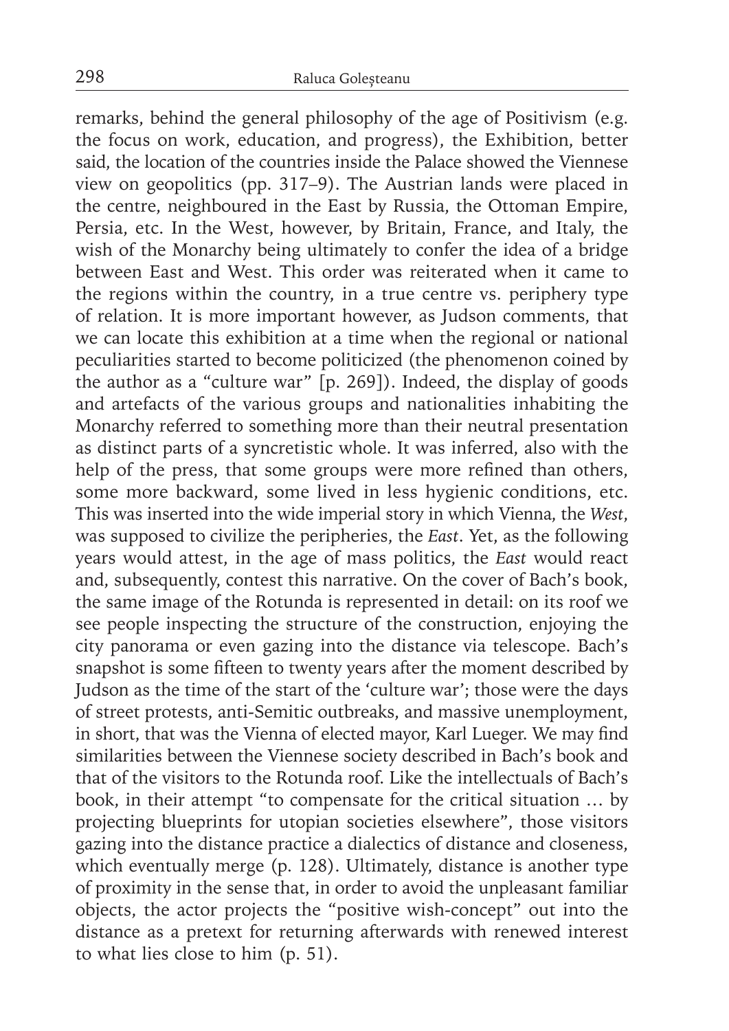remarks, behind the general philosophy of the age of Positivism (e.g. the focus on work, education, and progress), the Exhibition, better said, the location of the countries inside the Palace showed the Viennese view on geopolitics (pp. 317–9). The Austrian lands were placed in the centre, neighboured in the East by Russia, the Ottoman Empire, Persia, etc. In the West, however, by Britain, France, and Italy, the wish of the Monarchy being ultimately to confer the idea of a bridge between East and West. This order was reiterated when it came to the regions within the country, in a true centre vs. periphery type of relation. It is more important however, as Judson comments, that we can locate this exhibition at a time when the regional or national peculiarities started to become politicized (the phenomenon coined by the author as a "culture war" [p. 269]). Indeed, the display of goods and artefacts of the various groups and nationalities inhabiting the Monarchy referred to something more than their neutral presentation as distinct parts of a syncretistic whole. It was inferred, also with the help of the press, that some groups were more refined than others, some more backward, some lived in less hygienic conditions, etc. This was inserted into the wide imperial story in which Vienna, the *West*, was supposed to civilize the peripheries, the *East*. Yet, as the following years would attest, in the age of mass politics, the *East* would react and, subsequently, contest this narrative. On the cover of Bach's book, the same image of the Rotunda is represented in detail: on its roof we see people inspecting the structure of the construction, enjoying the city panorama or even gazing into the distance via telescope. Bach's snapshot is some fifteen to twenty years after the moment described by Judson as the time of the start of the 'culture war'; those were the days of street protests, anti-Semitic outbreaks, and massive unemployment, in short, that was the Vienna of elected mayor, Karl Lueger. We may find similarities between the Viennese society described in Bach's book and that of the visitors to the Rotunda roof. Like the intellectuals of Bach's book, in their attempt "to compensate for the critical situation … by projecting blueprints for utopian societies elsewhere", those visitors gazing into the distance practice a dialectics of distance and closeness, which eventually merge (p. 128). Ultimately, distance is another type of proximity in the sense that, in order to avoid the unpleasant familiar objects, the actor projects the "positive wish-concept" out into the distance as a pretext for returning afterwards with renewed interest to what lies close to him (p. 51).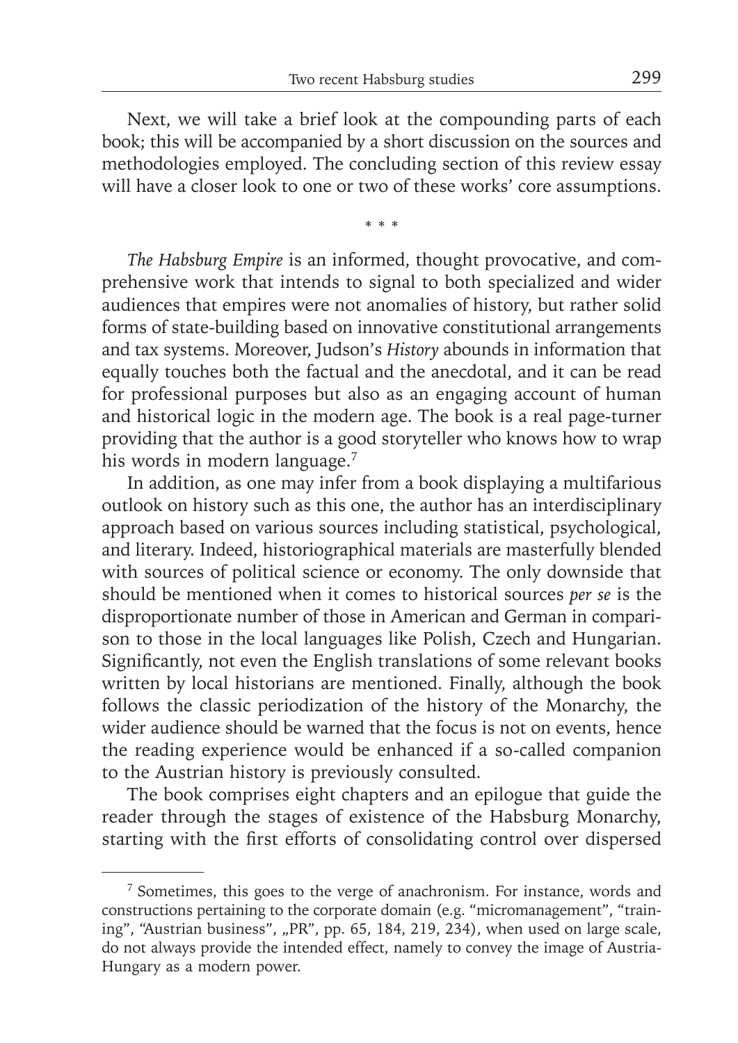Next, we will take a brief look at the compounding parts of each book; this will be accompanied by a short discussion on the sources and methodologies employed. The concluding section of this review essay will have a closer look to one or two of these works' core assumptions.

\* \* \*

*The Habsburg Empire* is an informed, thought provocative, and comprehensive work that intends to signal to both specialized and wider audiences that empires were not anomalies of history, but rather solid forms of state-building based on innovative constitutional arrangements and tax systems. Moreover, Judson's *History* abounds in information that equally touches both the factual and the anecdotal, and it can be read for professional purposes but also as an engaging account of human and historical logic in the modern age. The book is a real page-turner providing that the author is a good storyteller who knows how to wrap his words in modern language.[7]

In addition, as one may infer from a book displaying a multifarious outlook on history such as this one, the author has an interdisciplinary approach based on various sources including statistical, psychological, and literary. Indeed, historiographical materials are masterfully blended with sources of political science or economy. The only downside that should be mentioned when it comes to historical sources *per se* is the disproportionate number of those in American and German in comparison to those in the local languages like Polish, Czech and Hungarian. Significantly, not even the English translations of some relevant books written by local historians are mentioned. Finally, although the book follows the classic periodization of the history of the Monarchy, the wider audience should be warned that the focus is not on events, hence the reading experience would be enhanced if a so-called companion to the Austrian history is previously consulted.

The book comprises eight chapters and an epilogue that guide the reader through the stages of existence of the Habsburg Monarchy, starting with the first efforts of consolidating control over dispersed

---

[7] Sometimes, this goes to the verge of anachronism. For instance, words and constructions pertaining to the corporate domain (e.g. "micromanagement", "training", "Austrian business", „PR", pp. 65, 184, 219, 234), when used on large scale, do not always provide the intended effect, namely to convey the image of Austria-Hungary as a modern power.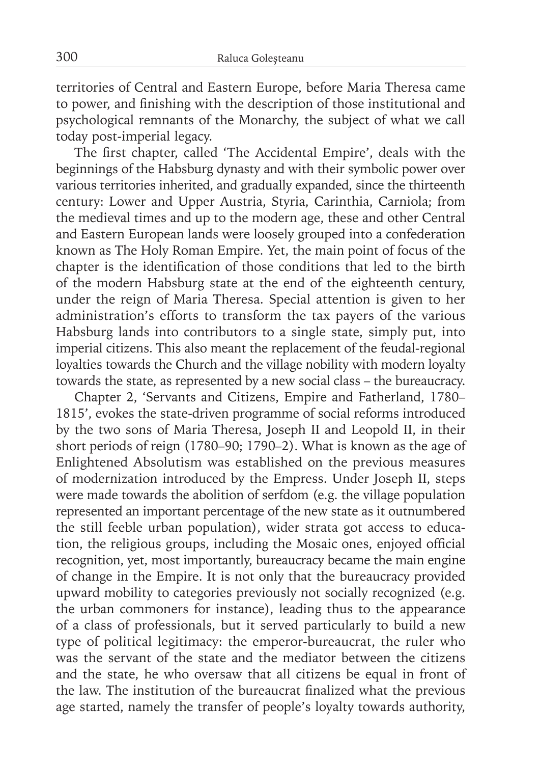territories of Central and Eastern Europe, before Maria Theresa came to power, and finishing with the description of those institutional and psychological remnants of the Monarchy, the subject of what we call today post-imperial legacy.

The first chapter, called 'The Accidental Empire', deals with the beginnings of the Habsburg dynasty and with their symbolic power over various territories inherited, and gradually expanded, since the thirteenth century: Lower and Upper Austria, Styria, Carinthia, Carniola; from the medieval times and up to the modern age, these and other Central and Eastern European lands were loosely grouped into a confederation known as The Holy Roman Empire. Yet, the main point of focus of the chapter is the identification of those conditions that led to the birth of the modern Habsburg state at the end of the eighteenth century, under the reign of Maria Theresa. Special attention is given to her administration's efforts to transform the tax payers of the various Habsburg lands into contributors to a single state, simply put, into imperial citizens. This also meant the replacement of the feudal-regional loyalties towards the Church and the village nobility with modern loyalty towards the state, as represented by a new social class – the bureaucracy.

Chapter 2, 'Servants and Citizens, Empire and Fatherland, 1780–1815', evokes the state-driven programme of social reforms introduced by the two sons of Maria Theresa, Joseph II and Leopold II, in their short periods of reign (1780–90; 1790–2). What is known as the age of Enlightened Absolutism was established on the previous measures of modernization introduced by the Empress. Under Joseph II, steps were made towards the abolition of serfdom (e.g. the village population represented an important percentage of the new state as it outnumbered the still feeble urban population), wider strata got access to education, the religious groups, including the Mosaic ones, enjoyed official recognition, yet, most importantly, bureaucracy became the main engine of change in the Empire. It is not only that the bureaucracy provided upward mobility to categories previously not socially recognized (e.g. the urban commoners for instance), leading thus to the appearance of a class of professionals, but it served particularly to build a new type of political legitimacy: the emperor-bureaucrat, the ruler who was the servant of the state and the mediator between the citizens and the state, he who oversaw that all citizens be equal in front of the law. The institution of the bureaucrat finalized what the previous age started, namely the transfer of people's loyalty towards authority,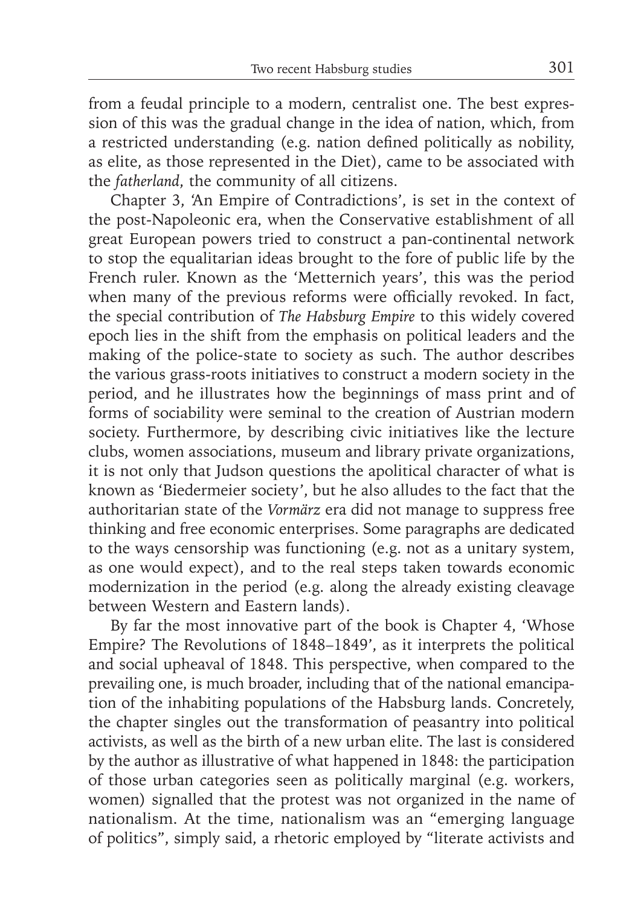from a feudal principle to a modern, centralist one. The best expression of this was the gradual change in the idea of nation, which, from a restricted understanding (e.g. nation defined politically as nobility, as elite, as those represented in the Diet), came to be associated with the *fatherland*, the community of all citizens.

Chapter 3, 'An Empire of Contradictions', is set in the context of the post-Napoleonic era, when the Conservative establishment of all great European powers tried to construct a pan-continental network to stop the equalitarian ideas brought to the fore of public life by the French ruler. Known as the 'Metternich years', this was the period when many of the previous reforms were officially revoked. In fact, the special contribution of *The Habsburg Empire* to this widely covered epoch lies in the shift from the emphasis on political leaders and the making of the police-state to society as such. The author describes the various grass-roots initiatives to construct a modern society in the period, and he illustrates how the beginnings of mass print and of forms of sociability were seminal to the creation of Austrian modern society. Furthermore, by describing civic initiatives like the lecture clubs, women associations, museum and library private organizations, it is not only that Judson questions the apolitical character of what is known as 'Biedermeier society', but he also alludes to the fact that the authoritarian state of the *Vormärz* era did not manage to suppress free thinking and free economic enterprises. Some paragraphs are dedicated to the ways censorship was functioning (e.g. not as a unitary system, as one would expect), and to the real steps taken towards economic modernization in the period (e.g. along the already existing cleavage between Western and Eastern lands).

By far the most innovative part of the book is Chapter 4, 'Whose Empire? The Revolutions of 1848–1849', as it interprets the political and social upheaval of 1848. This perspective, when compared to the prevailing one, is much broader, including that of the national emancipation of the inhabiting populations of the Habsburg lands. Concretely, the chapter singles out the transformation of peasantry into political activists, as well as the birth of a new urban elite. The last is considered by the author as illustrative of what happened in 1848: the participation of those urban categories seen as politically marginal (e.g. workers, women) signalled that the protest was not organized in the name of nationalism. At the time, nationalism was an "emerging language of politics", simply said, a rhetoric employed by "literate activists and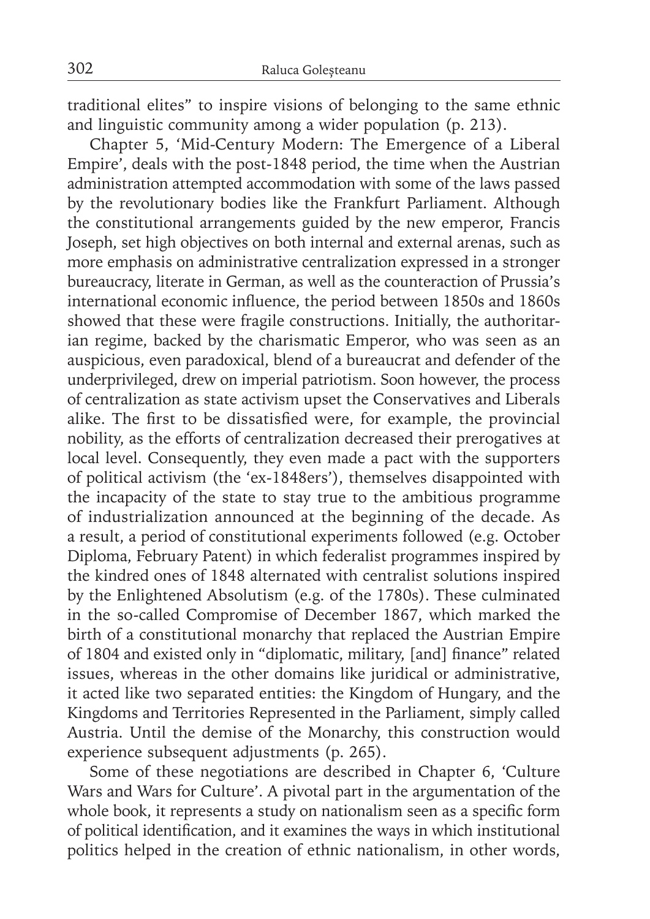traditional elites" to inspire visions of belonging to the same ethnic and linguistic community among a wider population (p. 213).

Chapter 5, 'Mid-Century Modern: The Emergence of a Liberal Empire', deals with the post-1848 period, the time when the Austrian administration attempted accommodation with some of the laws passed by the revolutionary bodies like the Frankfurt Parliament. Although the constitutional arrangements guided by the new emperor, Francis Joseph, set high objectives on both internal and external arenas, such as more emphasis on administrative centralization expressed in a stronger bureaucracy, literate in German, as well as the counteraction of Prussia's international economic influence, the period between 1850s and 1860s showed that these were fragile constructions. Initially, the authoritarian regime, backed by the charismatic Emperor, who was seen as an auspicious, even paradoxical, blend of a bureaucrat and defender of the underprivileged, drew on imperial patriotism. Soon however, the process of centralization as state activism upset the Conservatives and Liberals alike. The first to be dissatisfied were, for example, the provincial nobility, as the efforts of centralization decreased their prerogatives at local level. Consequently, they even made a pact with the supporters of political activism (the 'ex-1848ers'), themselves disappointed with the incapacity of the state to stay true to the ambitious programme of industrialization announced at the beginning of the decade. As a result, a period of constitutional experiments followed (e.g. October Diploma, February Patent) in which federalist programmes inspired by the kindred ones of 1848 alternated with centralist solutions inspired by the Enlightened Absolutism (e.g. of the 1780s). These culminated in the so-called Compromise of December 1867, which marked the birth of a constitutional monarchy that replaced the Austrian Empire of 1804 and existed only in "diplomatic, military, [and] finance" related issues, whereas in the other domains like juridical or administrative, it acted like two separated entities: the Kingdom of Hungary, and the Kingdoms and Territories Represented in the Parliament, simply called Austria. Until the demise of the Monarchy, this construction would experience subsequent adjustments (p. 265).

Some of these negotiations are described in Chapter 6, 'Culture Wars and Wars for Culture'. A pivotal part in the argumentation of the whole book, it represents a study on nationalism seen as a specific form of political identification, and it examines the ways in which institutional politics helped in the creation of ethnic nationalism, in other words,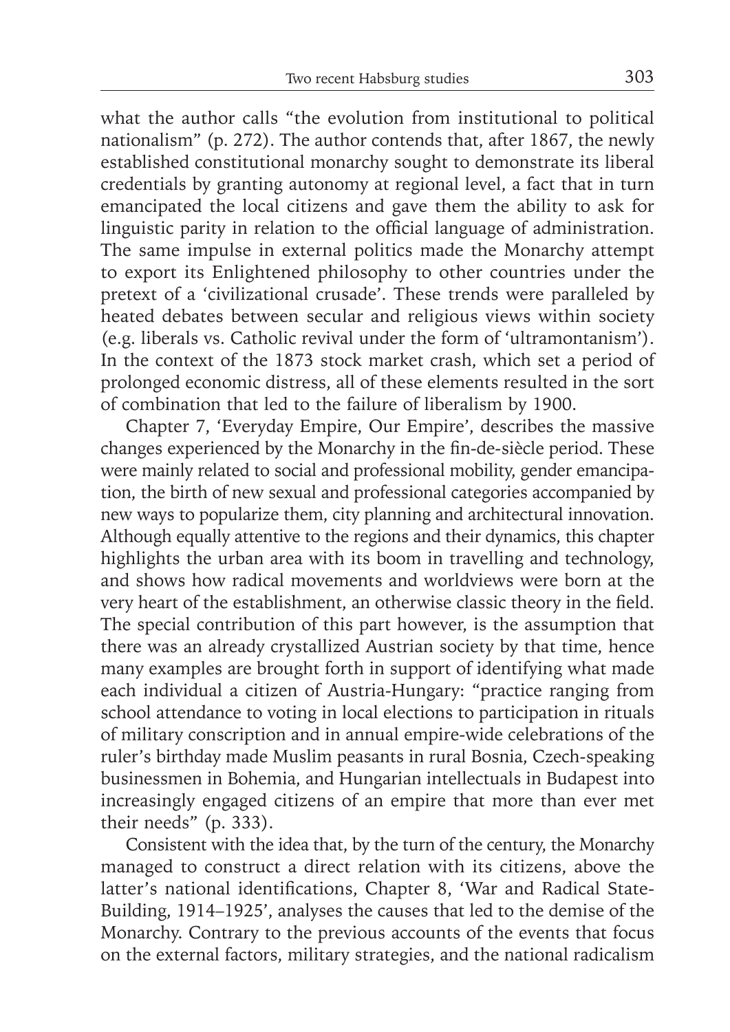what the author calls "the evolution from institutional to political nationalism" (p. 272). The author contends that, after 1867, the newly established constitutional monarchy sought to demonstrate its liberal credentials by granting autonomy at regional level, a fact that in turn emancipated the local citizens and gave them the ability to ask for linguistic parity in relation to the official language of administration. The same impulse in external politics made the Monarchy attempt to export its Enlightened philosophy to other countries under the pretext of a 'civilizational crusade'. These trends were paralleled by heated debates between secular and religious views within society (e.g. liberals vs. Catholic revival under the form of 'ultramontanism'). In the context of the 1873 stock market crash, which set a period of prolonged economic distress, all of these elements resulted in the sort of combination that led to the failure of liberalism by 1900.

Chapter 7, 'Everyday Empire, Our Empire', describes the massive changes experienced by the Monarchy in the fin-de-siècle period. These were mainly related to social and professional mobility, gender emancipation, the birth of new sexual and professional categories accompanied by new ways to popularize them, city planning and architectural innovation. Although equally attentive to the regions and their dynamics, this chapter highlights the urban area with its boom in travelling and technology, and shows how radical movements and worldviews were born at the very heart of the establishment, an otherwise classic theory in the field. The special contribution of this part however, is the assumption that there was an already crystallized Austrian society by that time, hence many examples are brought forth in support of identifying what made each individual a citizen of Austria-Hungary: "practice ranging from school attendance to voting in local elections to participation in rituals of military conscription and in annual empire-wide celebrations of the ruler's birthday made Muslim peasants in rural Bosnia, Czech-speaking businessmen in Bohemia, and Hungarian intellectuals in Budapest into increasingly engaged citizens of an empire that more than ever met their needs" (p. 333).

Consistent with the idea that, by the turn of the century, the Monarchy managed to construct a direct relation with its citizens, above the latter's national identifications, Chapter 8, 'War and Radical State-Building, 1914–1925', analyses the causes that led to the demise of the Monarchy. Contrary to the previous accounts of the events that focus on the external factors, military strategies, and the national radicalism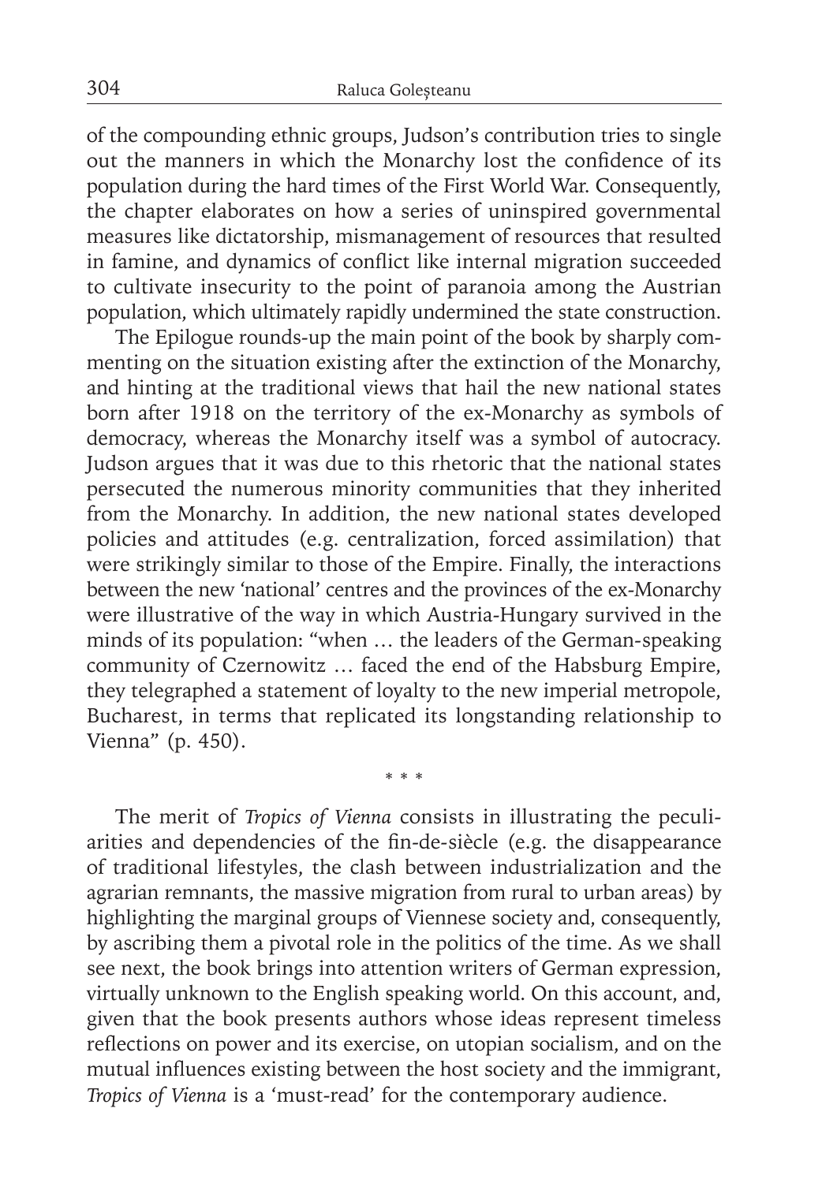of the compounding ethnic groups, Judson's contribution tries to single out the manners in which the Monarchy lost the confidence of its population during the hard times of the First World War. Consequently, the chapter elaborates on how a series of uninspired governmental measures like dictatorship, mismanagement of resources that resulted in famine, and dynamics of conflict like internal migration succeeded to cultivate insecurity to the point of paranoia among the Austrian population, which ultimately rapidly undermined the state construction.

The Epilogue rounds-up the main point of the book by sharply commenting on the situation existing after the extinction of the Monarchy, and hinting at the traditional views that hail the new national states born after 1918 on the territory of the ex-Monarchy as symbols of democracy, whereas the Monarchy itself was a symbol of autocracy. Judson argues that it was due to this rhetoric that the national states persecuted the numerous minority communities that they inherited from the Monarchy. In addition, the new national states developed policies and attitudes (e.g. centralization, forced assimilation) that were strikingly similar to those of the Empire. Finally, the interactions between the new 'national' centres and the provinces of the ex-Monarchy were illustrative of the way in which Austria-Hungary survived in the minds of its population: "when … the leaders of the German-speaking community of Czernowitz … faced the end of the Habsburg Empire, they telegraphed a statement of loyalty to the new imperial metropole, Bucharest, in terms that replicated its longstanding relationship to Vienna" (p. 450).

\* \* \*

The merit of *Tropics of Vienna* consists in illustrating the peculiarities and dependencies of the fin-de-siècle (e.g. the disappearance of traditional lifestyles, the clash between industrialization and the agrarian remnants, the massive migration from rural to urban areas) by highlighting the marginal groups of Viennese society and, consequently, by ascribing them a pivotal role in the politics of the time. As we shall see next, the book brings into attention writers of German expression, virtually unknown to the English speaking world. On this account, and, given that the book presents authors whose ideas represent timeless reflections on power and its exercise, on utopian socialism, and on the mutual influences existing between the host society and the immigrant, *Tropics of Vienna* is a 'must-read' for the contemporary audience.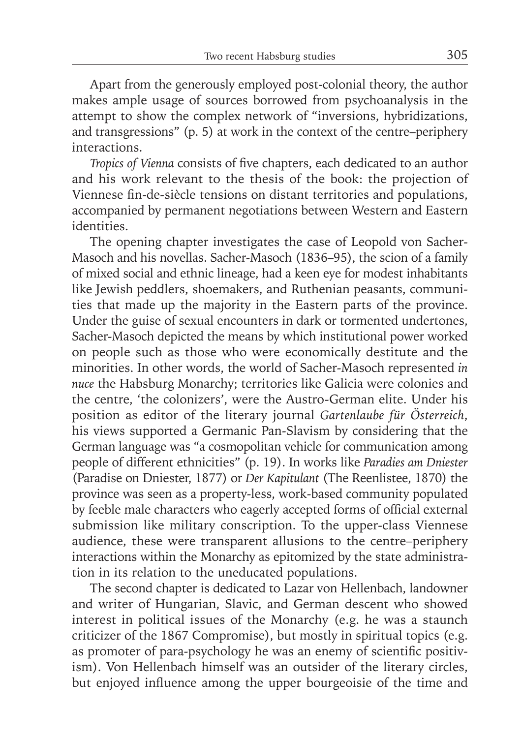Apart from the generously employed post-colonial theory, the author makes ample usage of sources borrowed from psychoanalysis in the attempt to show the complex network of "inversions, hybridizations, and transgressions" (p. 5) at work in the context of the centre–periphery interactions.

*Tropics of Vienna* consists of five chapters, each dedicated to an author and his work relevant to the thesis of the book: the projection of Viennese fin-de-siècle tensions on distant territories and populations, accompanied by permanent negotiations between Western and Eastern identities.

The opening chapter investigates the case of Leopold von Sacher-Masoch and his novellas. Sacher-Masoch (1836–95), the scion of a family of mixed social and ethnic lineage, had a keen eye for modest inhabitants like Jewish peddlers, shoemakers, and Ruthenian peasants, communities that made up the majority in the Eastern parts of the province. Under the guise of sexual encounters in dark or tormented undertones, Sacher-Masoch depicted the means by which institutional power worked on people such as those who were economically destitute and the minorities. In other words, the world of Sacher-Masoch represented *in nuce* the Habsburg Monarchy; territories like Galicia were colonies and the centre, 'the colonizers', were the Austro-German elite. Under his position as editor of the literary journal *Gartenlaube für Österreich*, his views supported a Germanic Pan-Slavism by considering that the German language was "a cosmopolitan vehicle for communication among people of different ethnicities" (p. 19). In works like *Paradies am Dniester* (Paradise on Dniester, 1877) or *Der Kapitulant* (The Reenlistee, 1870) the province was seen as a property-less, work-based community populated by feeble male characters who eagerly accepted forms of official external submission like military conscription. To the upper-class Viennese audience, these were transparent allusions to the centre–periphery interactions within the Monarchy as epitomized by the state administration in its relation to the uneducated populations.

The second chapter is dedicated to Lazar von Hellenbach, landowner and writer of Hungarian, Slavic, and German descent who showed interest in political issues of the Monarchy (e.g. he was a staunch criticizer of the 1867 Compromise), but mostly in spiritual topics (e.g. as promoter of para-psychology he was an enemy of scientific positivism). Von Hellenbach himself was an outsider of the literary circles, but enjoyed influence among the upper bourgeoisie of the time and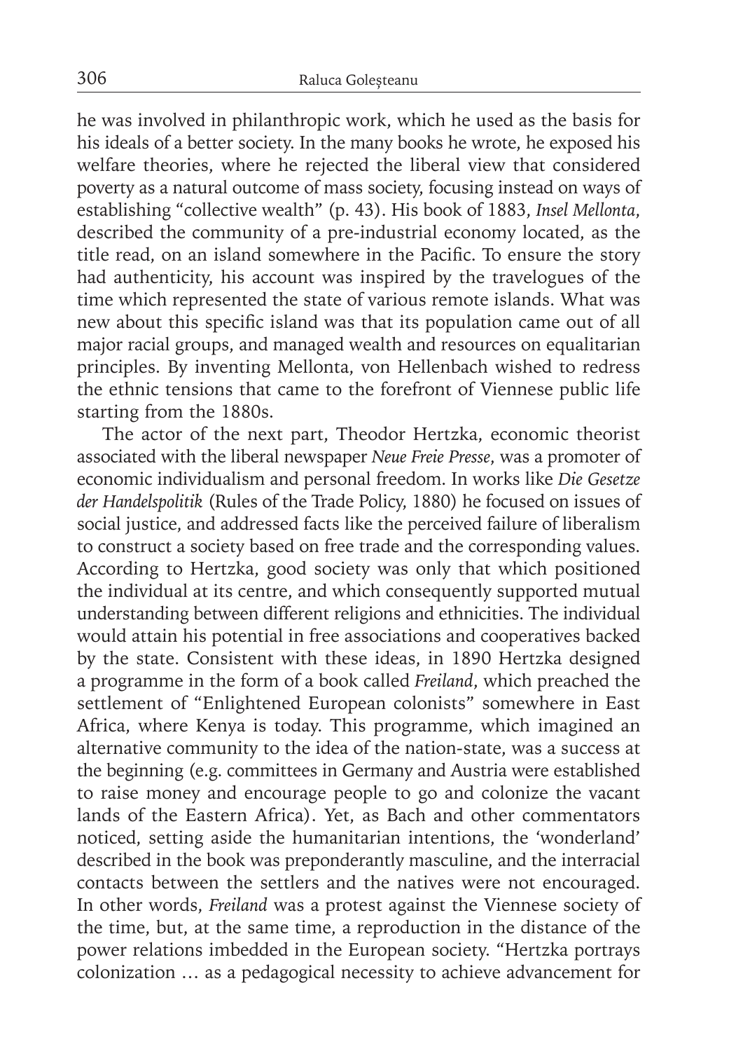he was involved in philanthropic work, which he used as the basis for his ideals of a better society. In the many books he wrote, he exposed his welfare theories, where he rejected the liberal view that considered poverty as a natural outcome of mass society, focusing instead on ways of establishing "collective wealth" (p. 43). His book of 1883, *Insel Mellonta*, described the community of a pre-industrial economy located, as the title read, on an island somewhere in the Pacific. To ensure the story had authenticity, his account was inspired by the travelogues of the time which represented the state of various remote islands. What was new about this specific island was that its population came out of all major racial groups, and managed wealth and resources on equalitarian principles. By inventing Mellonta, von Hellenbach wished to redress the ethnic tensions that came to the forefront of Viennese public life starting from the 1880s.

The actor of the next part, Theodor Hertzka, economic theorist associated with the liberal newspaper *Neue Freie Presse*, was a promoter of economic individualism and personal freedom. In works like *Die Gesetze der Handelspolitik* (Rules of the Trade Policy, 1880) he focused on issues of social justice, and addressed facts like the perceived failure of liberalism to construct a society based on free trade and the corresponding values. According to Hertzka, good society was only that which positioned the individual at its centre, and which consequently supported mutual understanding between different religions and ethnicities. The individual would attain his potential in free associations and cooperatives backed by the state. Consistent with these ideas, in 1890 Hertzka designed a programme in the form of a book called *Freiland*, which preached the settlement of "Enlightened European colonists" somewhere in East Africa, where Kenya is today. This programme, which imagined an alternative community to the idea of the nation-state, was a success at the beginning (e.g. committees in Germany and Austria were established to raise money and encourage people to go and colonize the vacant lands of the Eastern Africa). Yet, as Bach and other commentators noticed, setting aside the humanitarian intentions, the 'wonderland' described in the book was preponderantly masculine, and the interracial contacts between the settlers and the natives were not encouraged. In other words, *Freiland* was a protest against the Viennese society of the time, but, at the same time, a reproduction in the distance of the power relations imbedded in the European society. "Hertzka portrays colonization … as a pedagogical necessity to achieve advancement for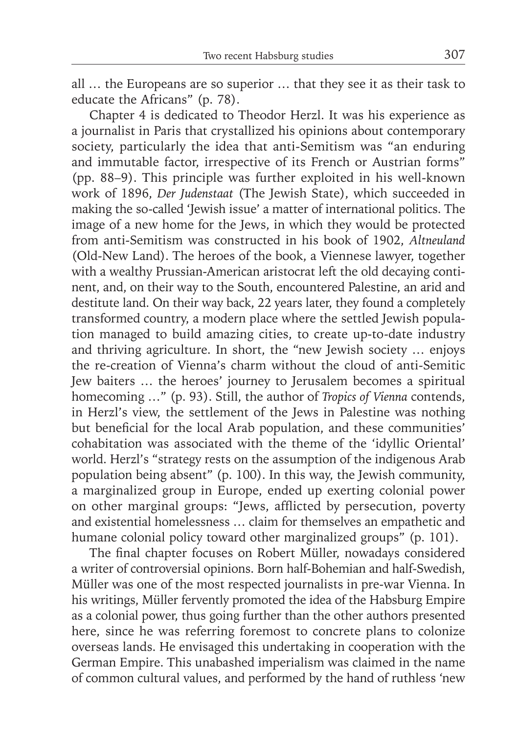all … the Europeans are so superior … that they see it as their task to educate the Africans" (p. 78).

Chapter 4 is dedicated to Theodor Herzl. It was his experience as a journalist in Paris that crystallized his opinions about contemporary society, particularly the idea that anti-Semitism was "an enduring and immutable factor, irrespective of its French or Austrian forms" (pp. 88–9). This principle was further exploited in his well-known work of 1896, *Der Judenstaat* (The Jewish State), which succeeded in making the so-called 'Jewish issue' a matter of international politics. The image of a new home for the Jews, in which they would be protected from anti-Semitism was constructed in his book of 1902, *Altneuland* (Old-New Land). The heroes of the book, a Viennese lawyer, together with a wealthy Prussian-American aristocrat left the old decaying continent, and, on their way to the South, encountered Palestine, an arid and destitute land. On their way back, 22 years later, they found a completely transformed country, a modern place where the settled Jewish population managed to build amazing cities, to create up-to-date industry and thriving agriculture. In short, the "new Jewish society … enjoys the re-creation of Vienna's charm without the cloud of anti-Semitic Jew baiters … the heroes' journey to Jerusalem becomes a spiritual homecoming …" (p. 93). Still, the author of *Tropics of Vienna* contends, in Herzl's view, the settlement of the Jews in Palestine was nothing but beneficial for the local Arab population, and these communities' cohabitation was associated with the theme of the 'idyllic Oriental' world. Herzl's "strategy rests on the assumption of the indigenous Arab population being absent" (p. 100). In this way, the Jewish community, a marginalized group in Europe, ended up exerting colonial power on other marginal groups: "Jews, afflicted by persecution, poverty and existential homelessness … claim for themselves an empathetic and humane colonial policy toward other marginalized groups" (p. 101).

The final chapter focuses on Robert Müller, nowadays considered a writer of controversial opinions. Born half-Bohemian and half-Swedish, Müller was one of the most respected journalists in pre-war Vienna. In his writings, Müller fervently promoted the idea of the Habsburg Empire as a colonial power, thus going further than the other authors presented here, since he was referring foremost to concrete plans to colonize overseas lands. He envisaged this undertaking in cooperation with the German Empire. This unabashed imperialism was claimed in the name of common cultural values, and performed by the hand of ruthless 'new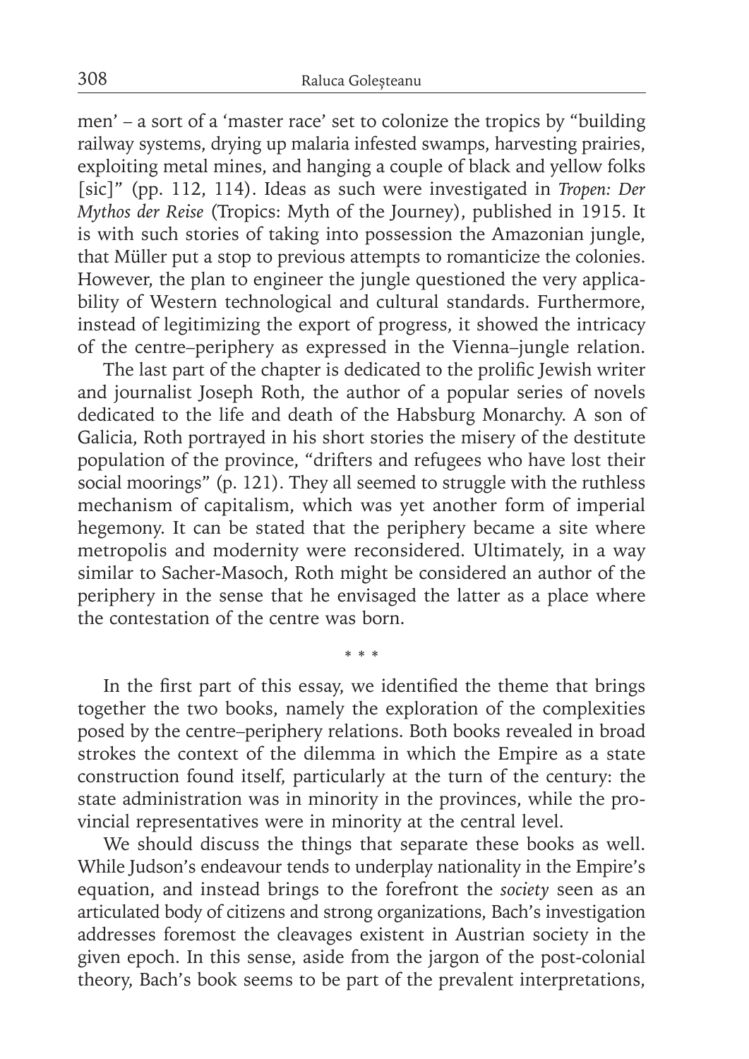men' – a sort of a 'master race' set to colonize the tropics by "building railway systems, drying up malaria infested swamps, harvesting prairies, exploiting metal mines, and hanging a couple of black and yellow folks [sic]" (pp. 112, 114). Ideas as such were investigated in *Tropen: Der Mythos der Reise* (Tropics: Myth of the Journey), published in 1915. It is with such stories of taking into possession the Amazonian jungle, that Müller put a stop to previous attempts to romanticize the colonies. However, the plan to engineer the jungle questioned the very applicability of Western technological and cultural standards. Furthermore, instead of legitimizing the export of progress, it showed the intricacy of the centre–periphery as expressed in the Vienna–jungle relation.

The last part of the chapter is dedicated to the prolific Jewish writer and journalist Joseph Roth, the author of a popular series of novels dedicated to the life and death of the Habsburg Monarchy. A son of Galicia, Roth portrayed in his short stories the misery of the destitute population of the province, "drifters and refugees who have lost their social moorings" (p. 121). They all seemed to struggle with the ruthless mechanism of capitalism, which was yet another form of imperial hegemony. It can be stated that the periphery became a site where metropolis and modernity were reconsidered. Ultimately, in a way similar to Sacher-Masoch, Roth might be considered an author of the periphery in the sense that he envisaged the latter as a place where the contestation of the centre was born.

\* \* \*

In the first part of this essay, we identified the theme that brings together the two books, namely the exploration of the complexities posed by the centre–periphery relations. Both books revealed in broad strokes the context of the dilemma in which the Empire as a state construction found itself, particularly at the turn of the century: the state administration was in minority in the provinces, while the provincial representatives were in minority at the central level.

We should discuss the things that separate these books as well. While Judson's endeavour tends to underplay nationality in the Empire's equation, and instead brings to the forefront the *society* seen as an articulated body of citizens and strong organizations, Bach's investigation addresses foremost the cleavages existent in Austrian society in the given epoch. In this sense, aside from the jargon of the post-colonial theory, Bach's book seems to be part of the prevalent interpretations,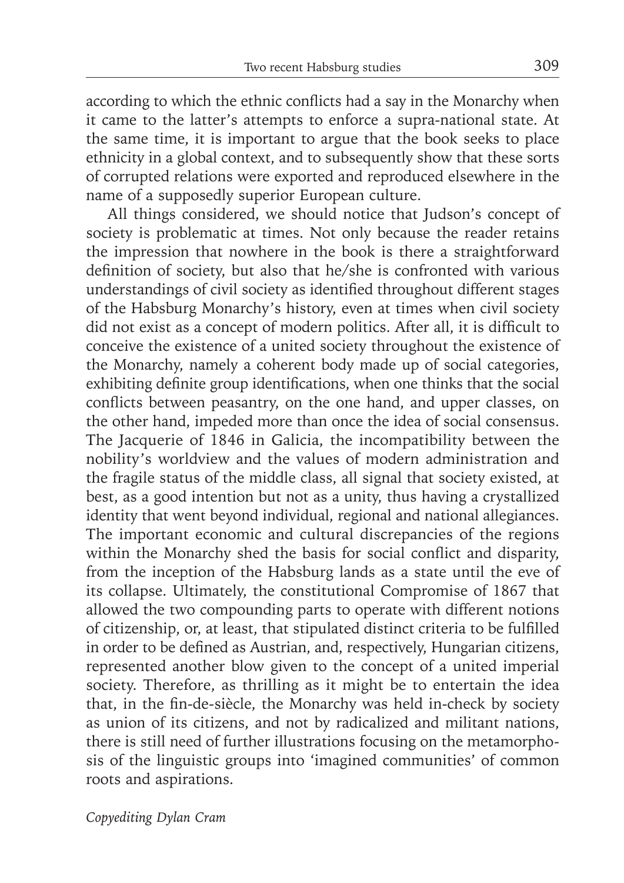according to which the ethnic conflicts had a say in the Monarchy when it came to the latter's attempts to enforce a supra-national state. At the same time, it is important to argue that the book seeks to place ethnicity in a global context, and to subsequently show that these sorts of corrupted relations were exported and reproduced elsewhere in the name of a supposedly superior European culture.

All things considered, we should notice that Judson's concept of society is problematic at times. Not only because the reader retains the impression that nowhere in the book is there a straightforward definition of society, but also that he/she is confronted with various understandings of civil society as identified throughout different stages of the Habsburg Monarchy's history, even at times when civil society did not exist as a concept of modern politics. After all, it is difficult to conceive the existence of a united society throughout the existence of the Monarchy, namely a coherent body made up of social categories, exhibiting definite group identifications, when one thinks that the social conflicts between peasantry, on the one hand, and upper classes, on the other hand, impeded more than once the idea of social consensus. The Jacquerie of 1846 in Galicia, the incompatibility between the nobility's worldview and the values of modern administration and the fragile status of the middle class, all signal that society existed, at best, as a good intention but not as a unity, thus having a crystallized identity that went beyond individual, regional and national allegiances. The important economic and cultural discrepancies of the regions within the Monarchy shed the basis for social conflict and disparity, from the inception of the Habsburg lands as a state until the eve of its collapse. Ultimately, the constitutional Compromise of 1867 that allowed the two compounding parts to operate with different notions of citizenship, or, at least, that stipulated distinct criteria to be fulfilled in order to be defined as Austrian, and, respectively, Hungarian citizens, represented another blow given to the concept of a united imperial society. Therefore, as thrilling as it might be to entertain the idea that, in the fin-de-siècle, the Monarchy was held in-check by society as union of its citizens, and not by radicalized and militant nations, there is still need of further illustrations focusing on the metamorphosis of the linguistic groups into 'imagined communities' of common roots and aspirations.

*Copyediting Dylan Cram*